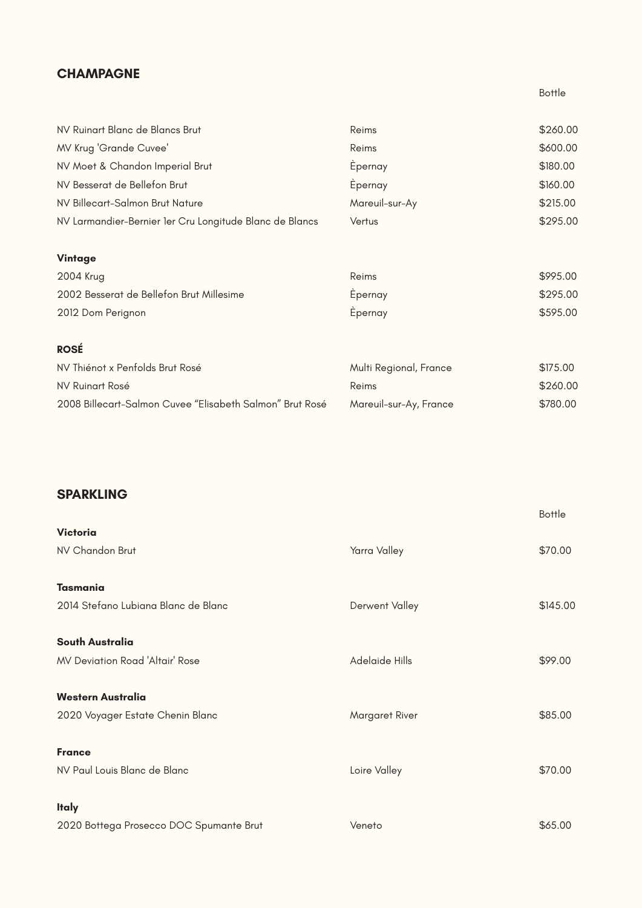## CHAMPAGNE

| | | Bottle |
|---|---|---|
| NV Ruinart Blanc de Blancs Brut | Reims | $260.00 |
| MV Krug 'Grande Cuvee' | Reims | $600.00 |
| NV Moet & Chandon Imperial Brut | Èpernay | $180.00 |
| NV Besserat de Bellefon Brut | Èpernay | $160.00 |
| NV Billecart-Salmon Brut Nature | Mareuil-sur-Ay | $215.00 |
| NV Larmandier-Bernier 1er Cru Longitude Blanc de Blancs | Vertus | $295.00 |
| **Vintage** | | |
| 2004 Krug | Reims | $995.00 |
| 2002 Besserat de Bellefon Brut Millesime | Èpernay | $295.00 |
| 2012 Dom Perignon | Èpernay | $595.00 |
| **ROSÉ** | | |
| NV Thiénot x Penfolds Brut Rosé | Multi Regional, France | $175.00 |
| NV Ruinart Rosé | Reims | $260.00 |
| 2008 Billecart-Salmon Cuvee "Elisabeth Salmon" Brut Rosé | Mareuil-sur-Ay, France | $780.00 |

## SPARKLING

| | | Bottle |
|---|---|---|
| **Victoria** | | |
| NV Chandon Brut | Yarra Valley | $70.00 |
| **Tasmania** | | |
| 2014 Stefano Lubiana Blanc de Blanc | Derwent Valley | $145.00 |
| **South Australia** | | |
| MV Deviation Road 'Altair' Rose | Adelaide Hills | $99.00 |
| **Western Australia** | | |
| 2020 Voyager Estate Chenin Blanc | Margaret River | $85.00 |
| **France** | | |
| NV Paul Louis Blanc de Blanc | Loire Valley | $70.00 |
| **Italy** | | |
| 2020 Bottega Prosecco DOC Spumante Brut | Veneto | $65.00 |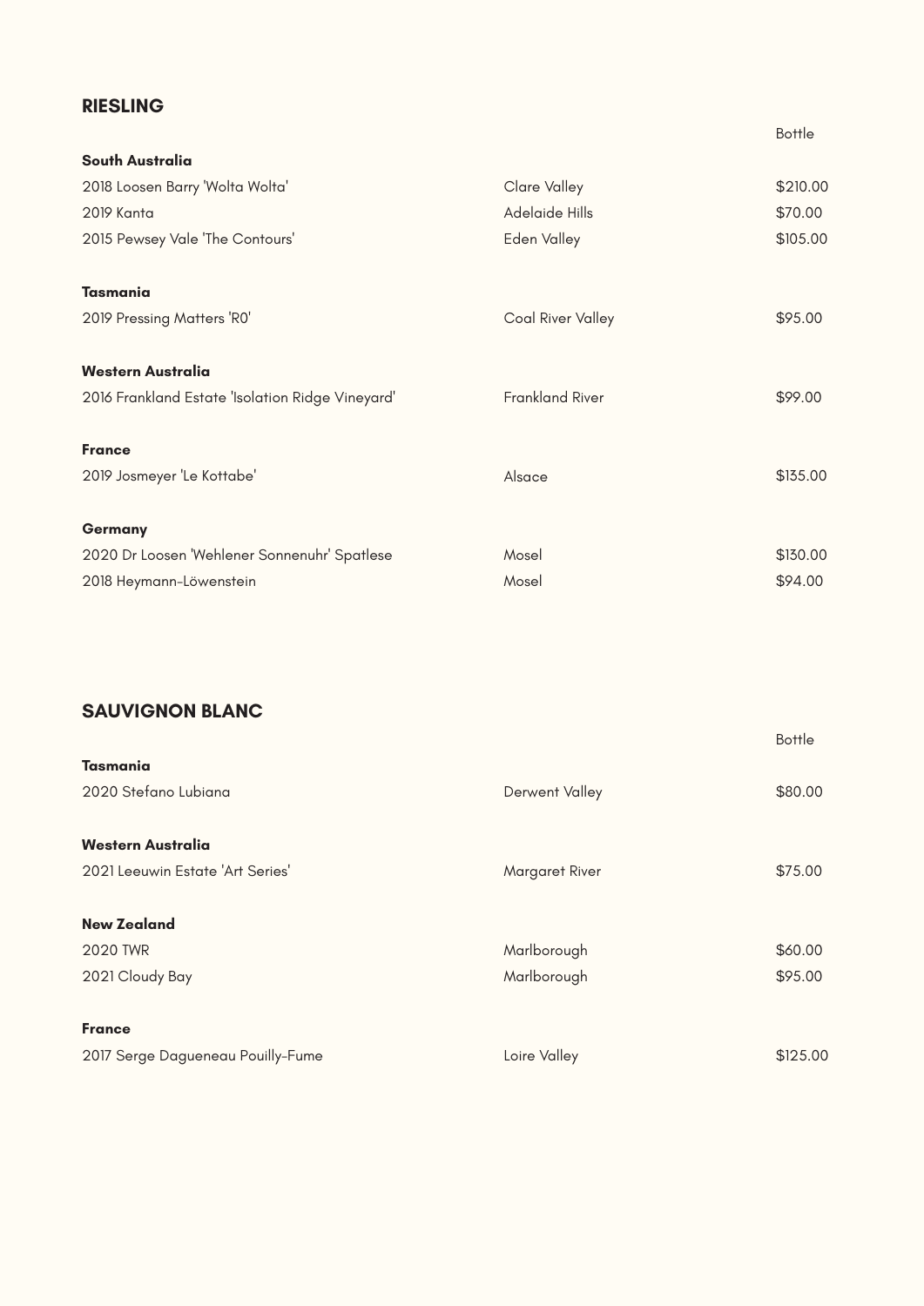## RIESLING

| | | Bottle |
|---|---|---|
| **South Australia** | | |
| 2018 Loosen Barry 'Wolta Wolta' | Clare Valley | $210.00 |
| 2019 Kanta | Adelaide Hills | $70.00 |
| 2015 Pewsey Vale 'The Contours' | Eden Valley | $105.00 |
| **Tasmania** | | |
| 2019 Pressing Matters 'R0' | Coal River Valley | $95.00 |
| **Western Australia** | | |
| 2016 Frankland Estate 'Isolation Ridge Vineyard' | Frankland River | $99.00 |
| **France** | | |
| 2019 Josmeyer 'Le Kottabe' | Alsace | $135.00 |
| **Germany** | | |
| 2020 Dr Loosen 'Wehlener Sonnenuhr' Spatlese | Mosel | $130.00 |
| 2018 Heymann-Löwenstein | Mosel | $94.00 |

## SAUVIGNON BLANC

| | | Bottle |
|---|---|---|
| **Tasmania** | | |
| 2020 Stefano Lubiana | Derwent Valley | $80.00 |
| **Western Australia** | | |
| 2021 Leeuwin Estate 'Art Series' | Margaret River | $75.00 |
| **New Zealand** | | |
| 2020 TWR | Marlborough | $60.00 |
| 2021 Cloudy Bay | Marlborough | $95.00 |
| **France** | | |
| 2017 Serge Dagueneau Pouilly-Fume | Loire Valley | $125.00 |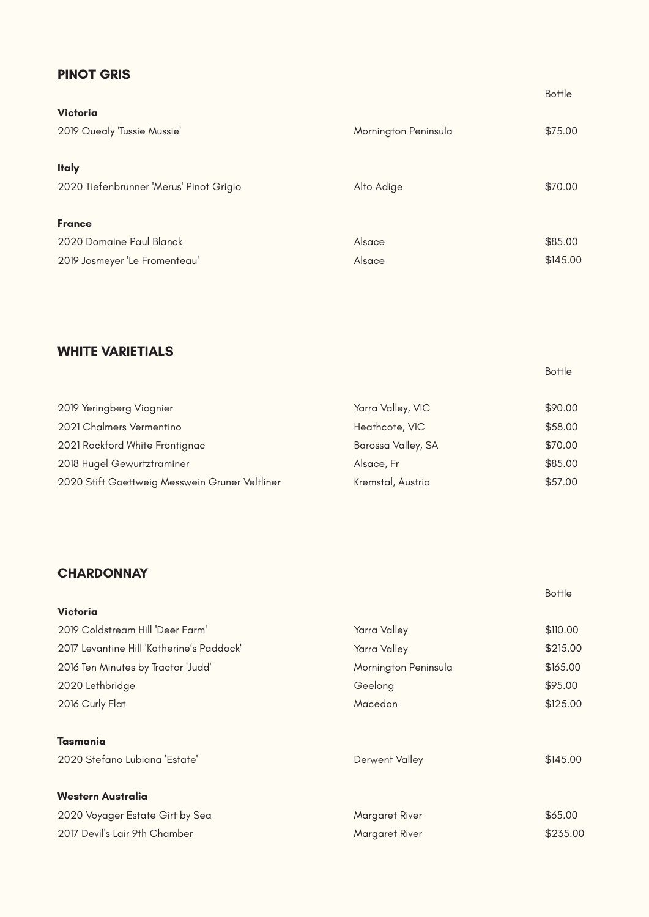## PINOT GRIS

| | | Bottle |
|---|---|---|
| **Victoria** | | |
| 2019 Quealy 'Tussie Mussie' | Mornington Peninsula | $75.00 |
| **Italy** | | |
| 2020 Tiefenbrunner 'Merus' Pinot Grigio | Alto Adige | $70.00 |
| **France** | | |
| 2020 Domaine Paul Blanck | Alsace | $85.00 |
| 2019 Josmeyer 'Le Fromenteau' | Alsace | $145.00 |

## WHITE VARIETIALS

| | | Bottle |
|---|---|---|
| 2019 Yeringberg Viognier | Yarra Valley, VIC | $90.00 |
| 2021 Chalmers Vermentino | Heathcote, VIC | $58.00 |
| 2021 Rockford White Frontignac | Barossa Valley, SA | $70.00 |
| 2018 Hugel Gewurtztraminer | Alsace, Fr | $85.00 |
| 2020 Stift Goettweig Messwein Gruner Veltliner | Kremstal, Austria | $57.00 |

## CHARDONNAY

| | | Bottle |
|---|---|---|
| **Victoria** | | |
| 2019 Coldstream Hill 'Deer Farm' | Yarra Valley | $110.00 |
| 2017 Levantine Hill 'Katherine's Paddock' | Yarra Valley | $215.00 |
| 2016 Ten Minutes by Tractor 'Judd' | Mornington Peninsula | $165.00 |
| 2020 Lethbridge | Geelong | $95.00 |
| 2016 Curly Flat | Macedon | $125.00 |
| **Tasmania** | | |
| 2020 Stefano Lubiana 'Estate' | Derwent Valley | $145.00 |
| **Western Australia** | | |
| 2020 Voyager Estate Girt by Sea | Margaret River | $65.00 |
| 2017 Devil's Lair 9th Chamber | Margaret River | $235.00 |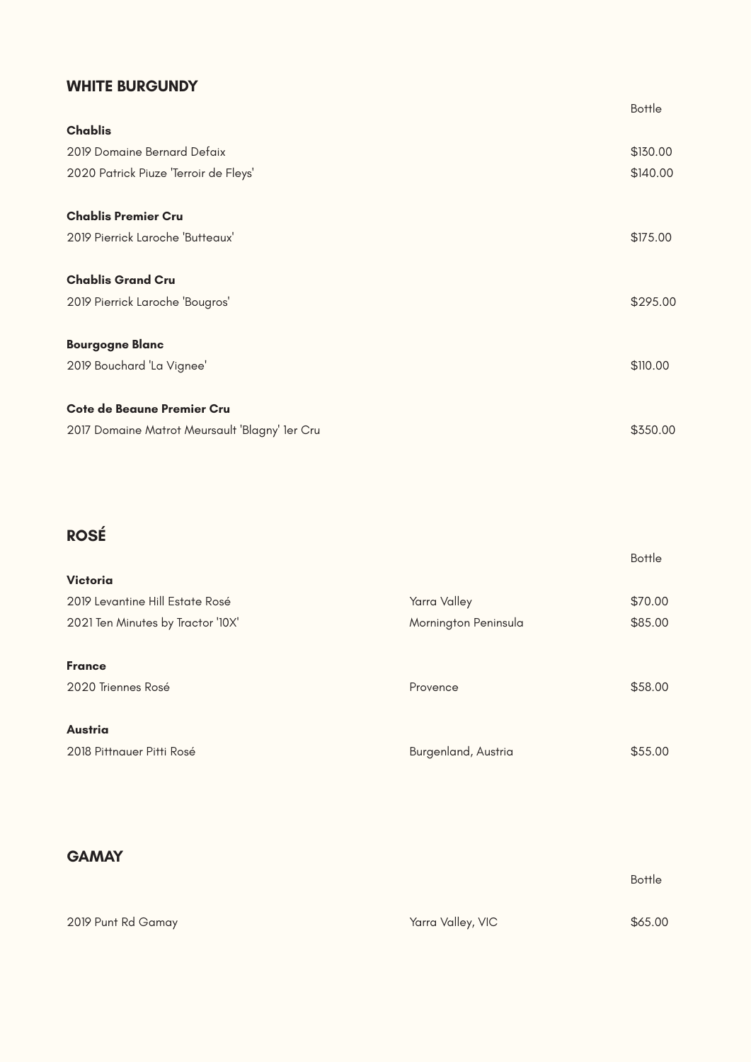## WHITE BURGUNDY

| | Bottle |
|---|---|
| **Chablis** | |
| 2019 Domaine Bernard Defaix | $130.00 |
| 2020 Patrick Piuze 'Terroir de Fleys' | $140.00 |
| **Chablis Premier Cru** | |
| 2019 Pierrick Laroche 'Butteaux' | $175.00 |
| **Chablis Grand Cru** | |
| 2019 Pierrick Laroche 'Bougros' | $295.00 |
| **Bourgogne Blanc** | |
| 2019 Bouchard 'La Vignee' | $110.00 |
| **Cote de Beaune Premier Cru** | |
| 2017 Domaine Matrot Meursault 'Blagny' 1er Cru | $350.00 |

## ROSÉ

| | | Bottle |
|---|---|---|
| **Victoria** | | |
| 2019 Levantine Hill Estate Rosé | Yarra Valley | $70.00 |
| 2021 Ten Minutes by Tractor '10X' | Mornington Peninsula | $85.00 |
| **France** | | |
| 2020 Triennes Rosé | Provence | $58.00 |
| **Austria** | | |
| 2018 Pittnauer Pitti Rosé | Burgenland, Austria | $55.00 |

## GAMAY

| | | Bottle |
|---|---|---|
| 2019 Punt Rd Gamay | Yarra Valley, VIC | $65.00 |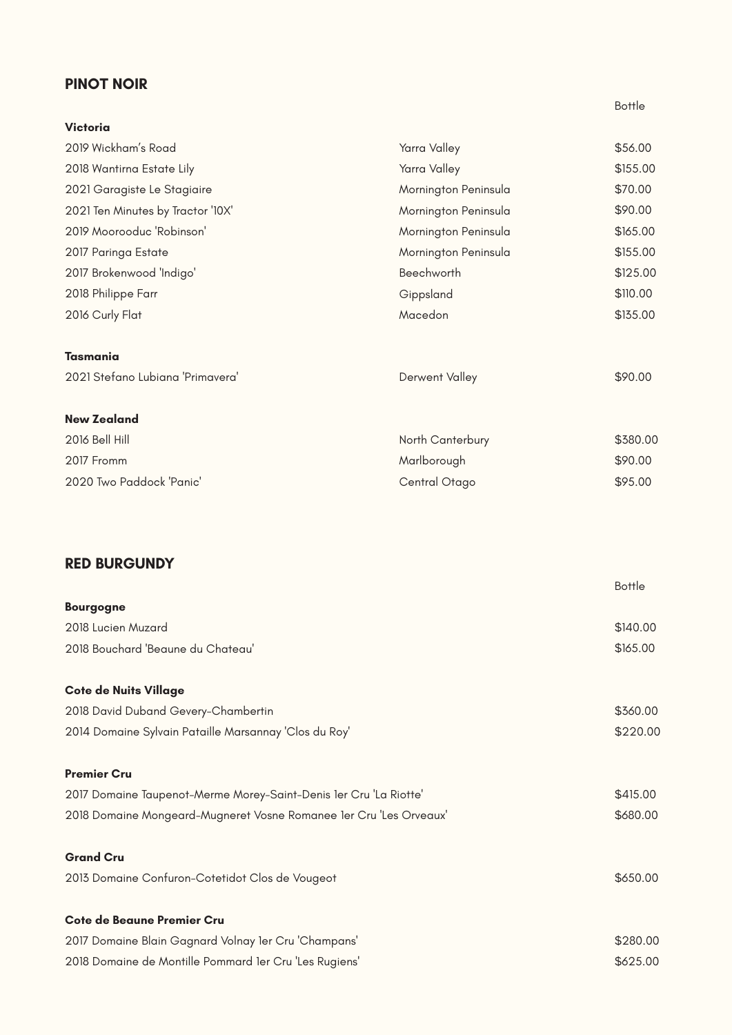## PINOT NOIR

| | | Bottle |
|---|---|---|
| **Victoria** | | |
| 2019 Wickham's Road | Yarra Valley | $56.00 |
| 2018 Wantirna Estate Lily | Yarra Valley | $155.00 |
| 2021 Garagiste Le Stagiaire | Mornington Peninsula | $70.00 |
| 2021 Ten Minutes by Tractor '10X' | Mornington Peninsula | $90.00 |
| 2019 Moorooduc 'Robinson' | Mornington Peninsula | $165.00 |
| 2017 Paringa Estate | Mornington Peninsula | $155.00 |
| 2017 Brokenwood 'Indigo' | Beechworth | $125.00 |
| 2018 Philippe Farr | Gippsland | $110.00 |
| 2016 Curly Flat | Macedon | $135.00 |
| **Tasmania** | | |
| 2021 Stefano Lubiana 'Primavera' | Derwent Valley | $90.00 |
| **New Zealand** | | |
| 2016 Bell Hill | North Canterbury | $380.00 |
| 2017 Fromm | Marlborough | $90.00 |
| 2020 Two Paddock 'Panic' | Central Otago | $95.00 |

## RED BURGUNDY

| | Bottle |
|---|---|
| **Bourgogne** | |
| 2018 Lucien Muzard | $140.00 |
| 2018 Bouchard 'Beaune du Chateau' | $165.00 |
| **Cote de Nuits Village** | |
| 2018 David Duband Gevery-Chambertin | $360.00 |
| 2014 Domaine Sylvain Pataille Marsannay 'Clos du Roy' | $220.00 |
| **Premier Cru** | |
| 2017 Domaine Taupenot-Merme Morey-Saint-Denis 1er Cru 'La Riotte' | $415.00 |
| 2018 Domaine Mongeard-Mugneret Vosne Romanee 1er Cru 'Les Orveaux' | $680.00 |
| **Grand Cru** | |
| 2013 Domaine Confuron-Cotetidot Clos de Vougeot | $650.00 |
| **Cote de Beaune Premier Cru** | |
| 2017 Domaine Blain Gagnard Volnay 1er Cru 'Champans' | $280.00 |
| 2018 Domaine de Montille Pommard 1er Cru 'Les Rugiens' | $625.00 |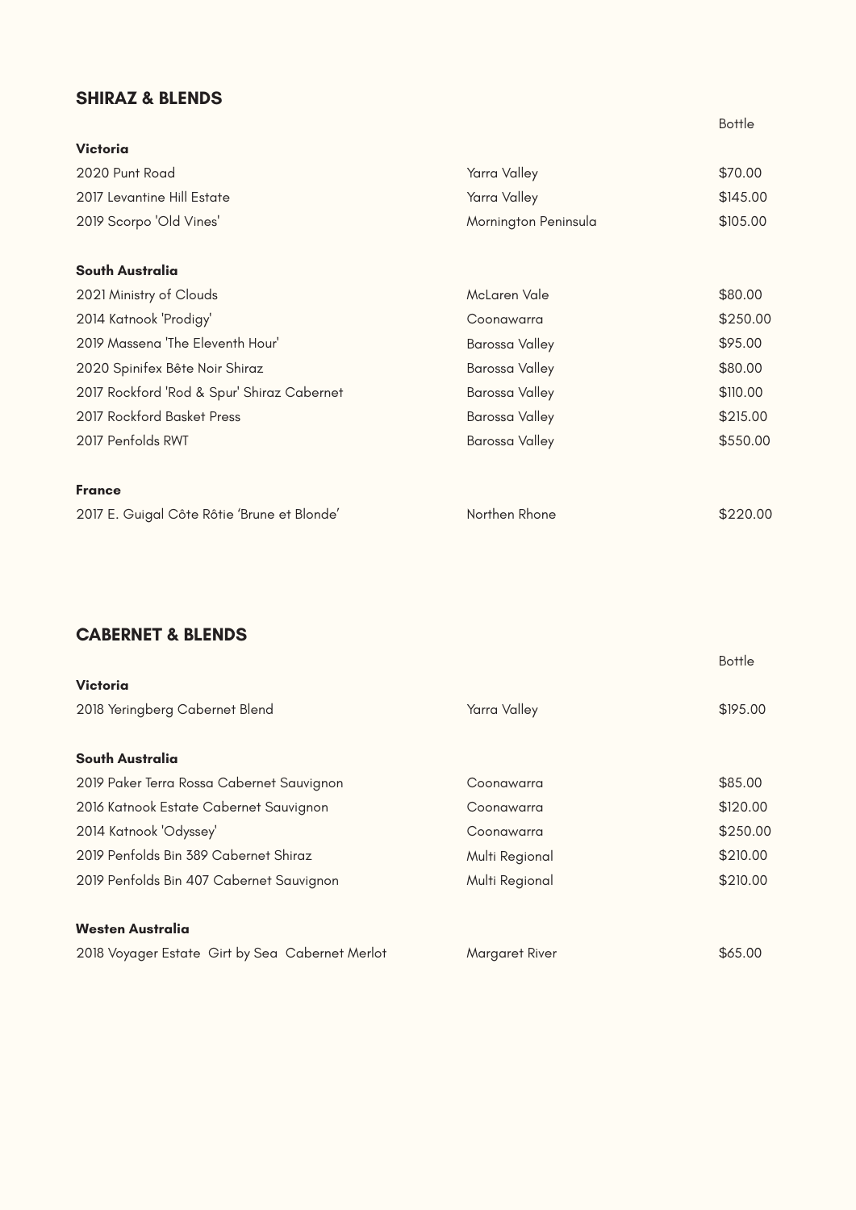## SHIRAZ & BLENDS

| | | Bottle |
|---|---|---|
| **Victoria** | | |
| 2020 Punt Road | Yarra Valley | $70.00 |
| 2017 Levantine Hill Estate | Yarra Valley | $145.00 |
| 2019 Scorpo 'Old Vines' | Mornington Peninsula | $105.00 |
| **South Australia** | | |
| 2021 Ministry of Clouds | McLaren Vale | $80.00 |
| 2014 Katnook 'Prodigy' | Coonawarra | $250.00 |
| 2019 Massena 'The Eleventh Hour' | Barossa Valley | $95.00 |
| 2020 Spinifex Bête Noir Shiraz | Barossa Valley | $80.00 |
| 2017 Rockford 'Rod & Spur' Shiraz Cabernet | Barossa Valley | $110.00 |
| 2017 Rockford Basket Press | Barossa Valley | $215.00 |
| 2017 Penfolds RWT | Barossa Valley | $550.00 |
| **France** | | |
| 2017 E. Guigal Côte Rôtie 'Brune et Blonde' | Northen Rhone | $220.00 |

## CABERNET & BLENDS

| | | Bottle |
|---|---|---|
| **Victoria** | | |
| 2018 Yeringberg Cabernet Blend | Yarra Valley | $195.00 |
| **South Australia** | | |
| 2019 Paker Terra Rossa Cabernet Sauvignon | Coonawarra | $85.00 |
| 2016 Katnook Estate Cabernet Sauvignon | Coonawarra | $120.00 |
| 2014 Katnook 'Odyssey' | Coonawarra | $250.00 |
| 2019 Penfolds Bin 389 Cabernet Shiraz | Multi Regional | $210.00 |
| 2019 Penfolds Bin 407 Cabernet Sauvignon | Multi Regional | $210.00 |
| **Westen Australia** | | |
| 2018 Voyager Estate Girt by Sea Cabernet Merlot | Margaret River | $65.00 |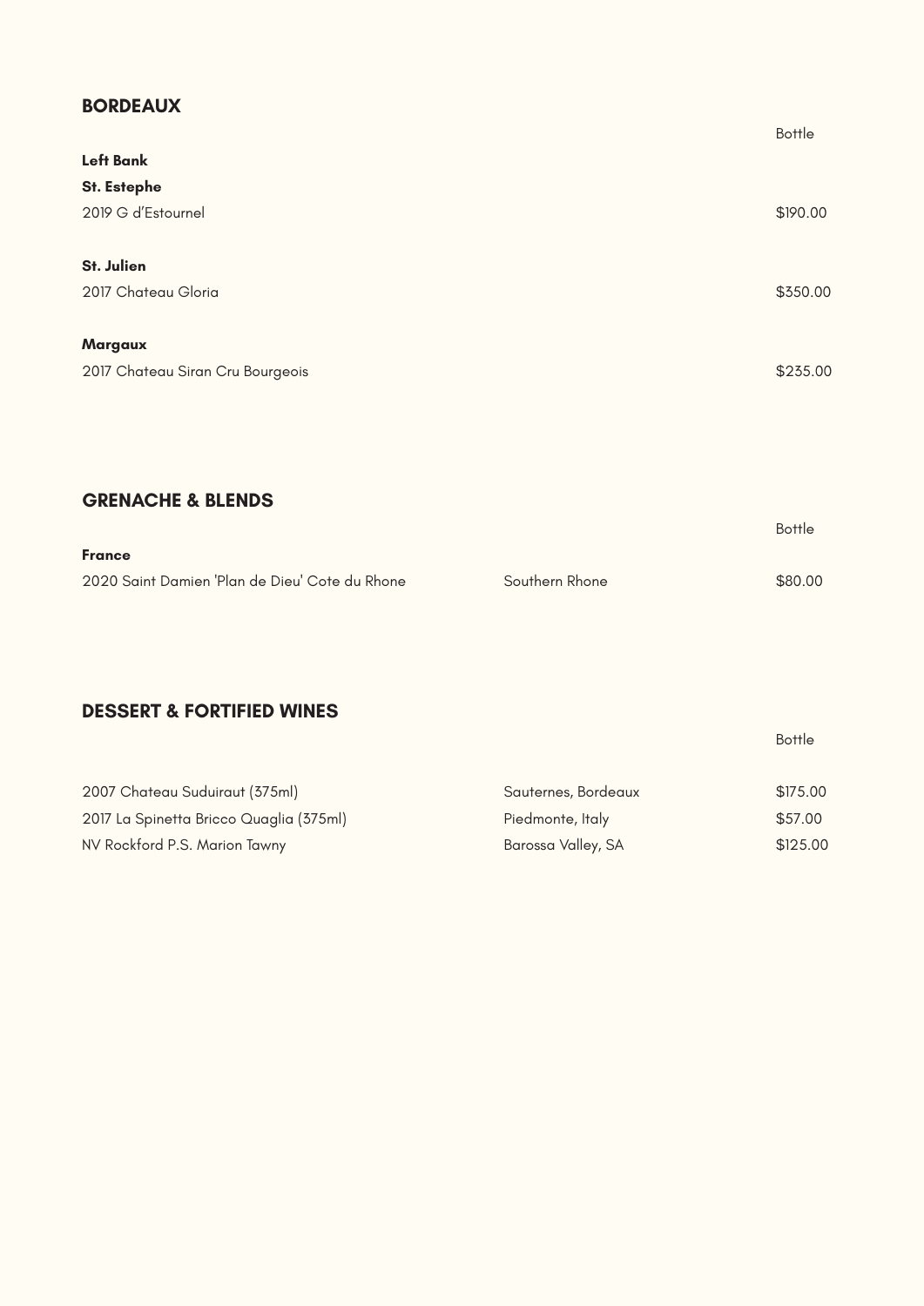## BORDEAUX

| | Bottle |
|---|---|
| **Left Bank** | |
| **St. Estephe** | |
| 2019 G d'Estournel | $190.00 |
| | |
| **St. Julien** | |
| 2017 Chateau Gloria | $350.00 |
| | |
| **Margaux** | |
| 2017 Chateau Siran Cru Bourgeois | $235.00 |

## GRENACHE & BLENDS

| | | Bottle |
|---|---|---|
| **France** | | |
| 2020 Saint Damien 'Plan de Dieu' Cote du Rhone | Southern Rhone | $80.00 |

## DESSERT & FORTIFIED WINES

| | | Bottle |
|---|---|---|
| 2007 Chateau Suduiraut (375ml) | Sauternes, Bordeaux | $175.00 |
| 2017 La Spinetta Bricco Quaglia (375ml) | Piedmonte, Italy | $57.00 |
| NV Rockford P.S. Marion Tawny | Barossa Valley, SA | $125.00 |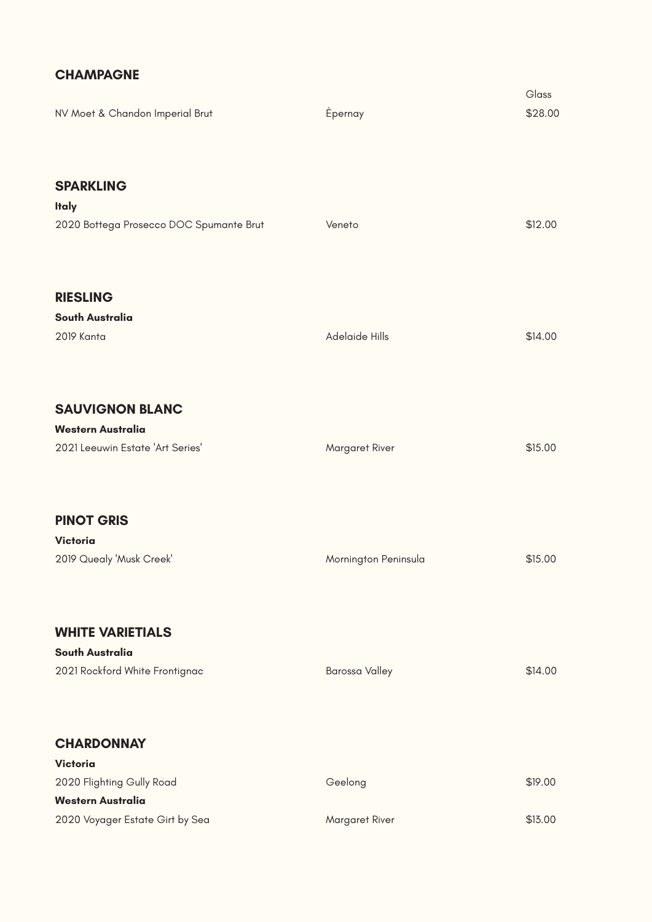## CHAMPAGNE

| | | Glass |
|---|---|---|
| NV Moet & Chandon Imperial Brut | Èpernay | $28.00 |

## SPARKLING

**Italy**

| | | |
|---|---|---|
| 2020 Bottega Prosecco DOC Spumante Brut | Veneto | $12.00 |

## RIESLING

**South Australia**

| | | |
|---|---|---|
| 2019 Kanta | Adelaide Hills | $14.00 |

## SAUVIGNON BLANC

**Western Australia**

| | | |
|---|---|---|
| 2021 Leeuwin Estate 'Art Series' | Margaret River | $15.00 |

## PINOT GRIS

**Victoria**

| | | |
|---|---|---|
| 2019 Quealy 'Musk Creek' | Mornington Peninsula | $15.00 |

## WHITE VARIETIALS

**South Australia**

| | | |
|---|---|---|
| 2021 Rockford White Frontignac | Barossa Valley | $14.00 |

## CHARDONNAY

**Victoria**

| | | |
|---|---|---|
| 2020 Flighting Gully Road | Geelong | $19.00 |

**Western Australia**

| | | |
|---|---|---|
| 2020 Voyager Estate Girt by Sea | Margaret River | $13.00 |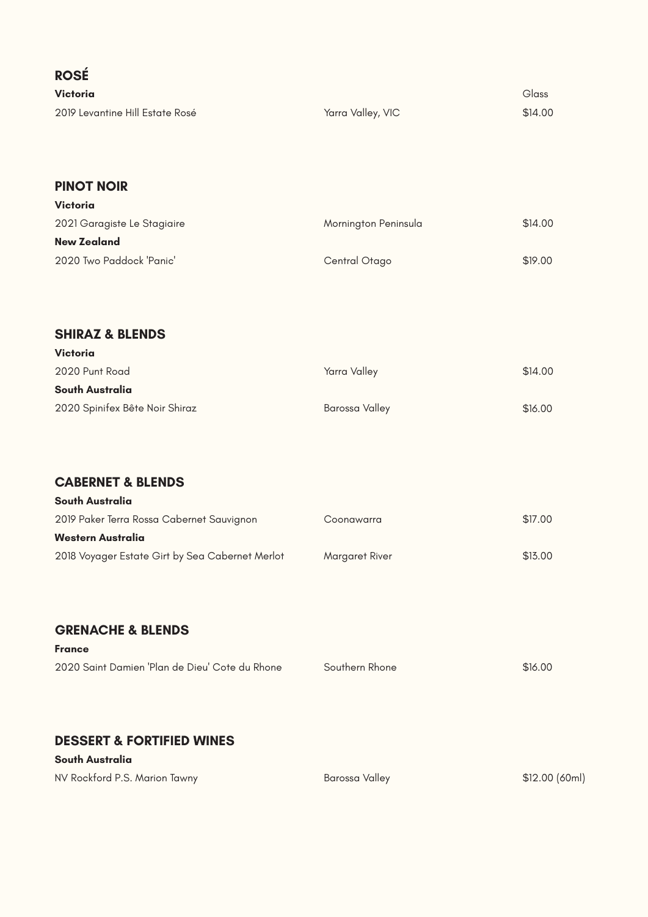## ROSÉ

| | | |
|---|---|---|
| **Victoria** | | Glass |
| 2019 Levantine Hill Estate Rosé | Yarra Valley, VIC | $14.00 |

## PINOT NOIR

| | | |
|---|---|---|
| **Victoria** | | |
| 2021 Garagiste Le Stagiaire | Mornington Peninsula | $14.00 |
| **New Zealand** | | |
| 2020 Two Paddock 'Panic' | Central Otago | $19.00 |

## SHIRAZ & BLENDS

| | | |
|---|---|---|
| **Victoria** | | |
| 2020 Punt Road | Yarra Valley | $14.00 |
| **South Australia** | | |
| 2020 Spinifex Bête Noir Shiraz | Barossa Valley | $16.00 |

## CABERNET & BLENDS

| | | |
|---|---|---|
| **South Australia** | | |
| 2019 Paker Terra Rossa Cabernet Sauvignon | Coonawarra | $17.00 |
| **Western Australia** | | |
| 2018 Voyager Estate Girt by Sea Cabernet Merlot | Margaret River | $13.00 |

## GRENACHE & BLENDS

| | | |
|---|---|---|
| **France** | | |
| 2020 Saint Damien 'Plan de Dieu' Cote du Rhone | Southern Rhone | $16.00 |

## DESSERT & FORTIFIED WINES

| | | |
|---|---|---|
| **South Australia** | | |
| NV Rockford P.S. Marion Tawny | Barossa Valley | $12.00 (60ml) |